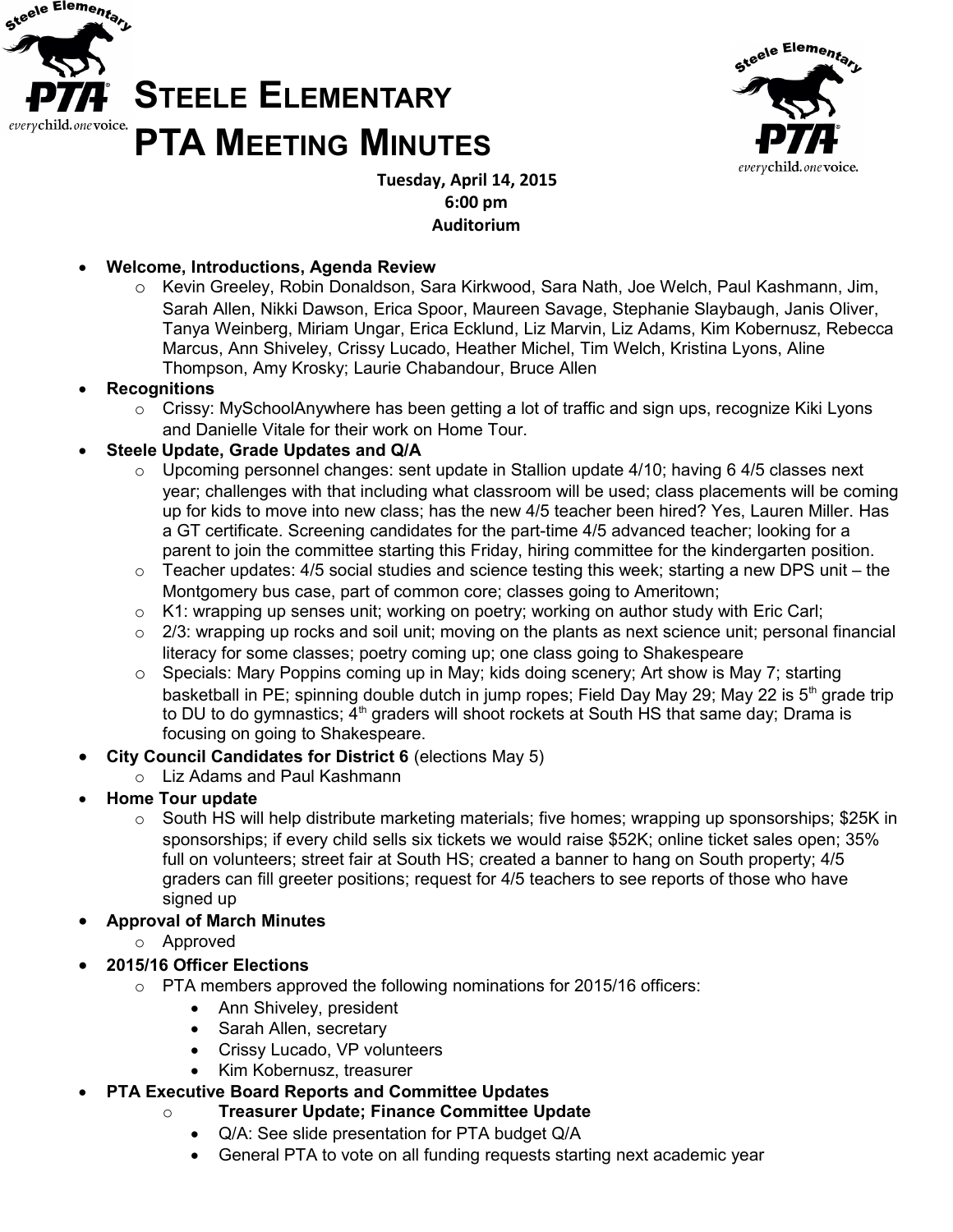# Steele Elementary PTA Meeting Minutes

**Tuesday, April 14, 2015**
**6:00 pm**
**Auditorium**

- **Welcome, Introductions, Agenda Review**
  - Kevin Greeley, Robin Donaldson, Sara Kirkwood, Sara Nath, Joe Welch, Paul Kashmann, Jim, Sarah Allen, Nikki Dawson, Erica Spoor, Maureen Savage, Stephanie Slaybaugh, Janis Oliver, Tanya Weinberg, Miriam Ungar, Erica Ecklund, Liz Marvin, Liz Adams, Kim Kobernusz, Rebecca Marcus, Ann Shiveley, Crissy Lucado, Heather Michel, Tim Welch, Kristina Lyons, Aline Thompson, Amy Krosky; Laurie Chabandour, Bruce Allen
- **Recognitions**
  - Crissy: MySchoolAnywhere has been getting a lot of traffic and sign ups, recognize Kiki Lyons and Danielle Vitale for their work on Home Tour.
- **Steele Update, Grade Updates and Q/A**
  - Upcoming personnel changes: sent update in Stallion update 4/10; having 6 4/5 classes next year; challenges with that including what classroom will be used; class placements will be coming up for kids to move into new class; has the new 4/5 teacher been hired? Yes, Lauren Miller. Has a GT certificate. Screening candidates for the part-time 4/5 advanced teacher; looking for a parent to join the committee starting this Friday, hiring committee for the kindergarten position.
  - Teacher updates: 4/5 social studies and science testing this week; starting a new DPS unit – the Montgomery bus case, part of common core; classes going to Ameritown;
  - K1: wrapping up senses unit; working on poetry; working on author study with Eric Carl;
  - 2/3: wrapping up rocks and soil unit; moving on the plants as next science unit; personal financial literacy for some classes; poetry coming up; one class going to Shakespeare
  - Specials: Mary Poppins coming up in May; kids doing scenery; Art show is May 7; starting basketball in PE; spinning double dutch in jump ropes; Field Day May 29; May 22 is 5th grade trip to DU to do gymnastics; 4th graders will shoot rockets at South HS that same day; Drama is focusing on going to Shakespeare.
- **City Council Candidates for District 6** (elections May 5)
  - Liz Adams and Paul Kashmann
- **Home Tour update**
  - South HS will help distribute marketing materials; five homes; wrapping up sponsorships; $25K in sponsorships; if every child sells six tickets we would raise $52K; online ticket sales open; 35% full on volunteers; street fair at South HS; created a banner to hang on South property; 4/5 graders can fill greeter positions; request for 4/5 teachers to see reports of those who have signed up
- **Approval of March Minutes**
  - Approved
- **2015/16 Officer Elections**
  - PTA members approved the following nominations for 2015/16 officers:
    - Ann Shiveley, president
    - Sarah Allen, secretary
    - Crissy Lucado, VP volunteers
    - Kim Kobernusz, treasurer
- **PTA Executive Board Reports and Committee Updates**
  - **Treasurer Update; Finance Committee Update**
    - Q/A: See slide presentation for PTA budget Q/A
    - General PTA to vote on all funding requests starting next academic year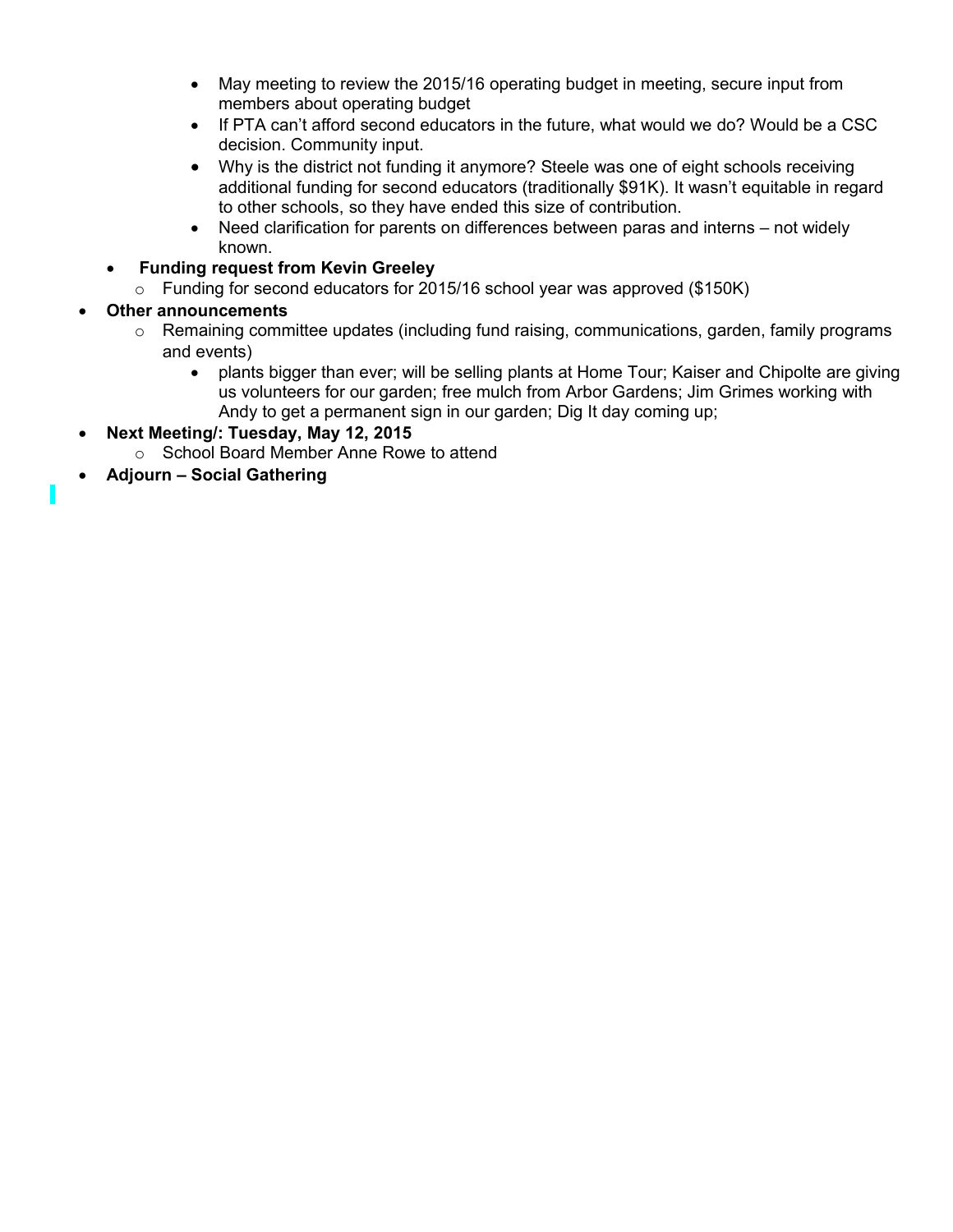- May meeting to review the 2015/16 operating budget in meeting, secure input from members about operating budget
        - If PTA can't afford second educators in the future, what would we do? Would be a CSC decision. Community input.
        - Why is the district not funding it anymore? Steele was one of eight schools receiving additional funding for second educators (traditionally $91K). It wasn't equitable in regard to other schools, so they have ended this size of contribution.
        - Need clarification for parents on differences between paras and interns – not widely known.
  - **Funding request from Kevin Greeley**
    - Funding for second educators for 2015/16 school year was approved ($150K)
- **Other announcements**
    - Remaining committee updates (including fund raising, communications, garden, family programs and events)
        - plants bigger than ever; will be selling plants at Home Tour; Kaiser and Chipolte are giving us volunteers for our garden; free mulch from Arbor Gardens; Jim Grimes working with Andy to get a permanent sign in our garden; Dig It day coming up;
- **Next Meeting/: Tuesday, May 12, 2015**
    - School Board Member Anne Rowe to attend
- **Adjourn – Social Gathering**